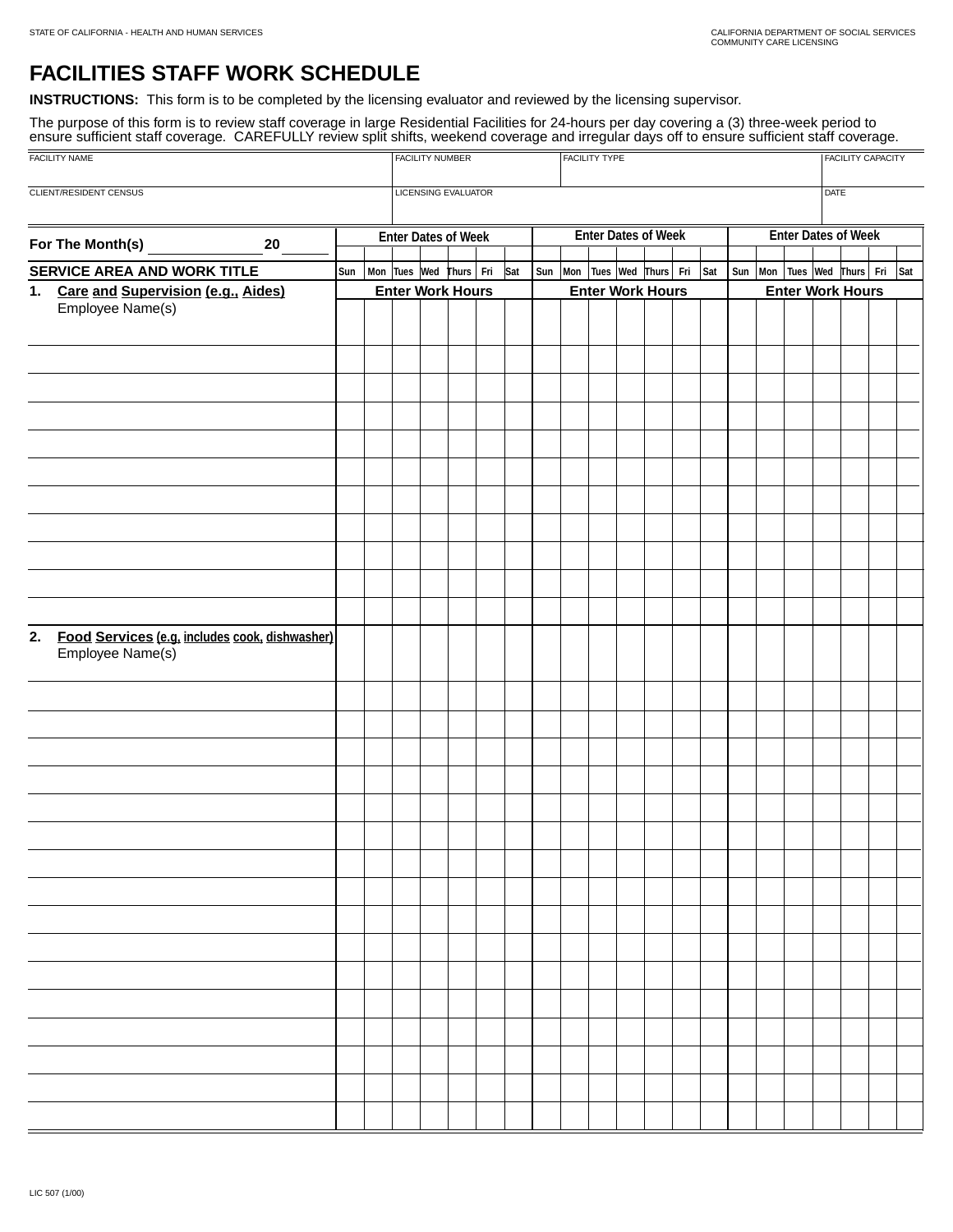STATE OF CALIFORNIA - HEALTH AND HUMAN SERVICES

CALIFORNIA DEPARTMENT OF SOCIAL SERVICES
COMMUNITY CARE LICENSING

# FACILITIES STAFF WORK SCHEDULE

**INSTRUCTIONS:** This form is to be completed by the licensing evaluator and reviewed by the licensing supervisor.

The purpose of this form is to review staff coverage in large Residential Facilities for 24-hours per day covering a (3) three-week period to ensure sufficient staff coverage. CAREFULLY review split shifts, weekend coverage and irregular days off to ensure sufficient staff coverage.

| FACILITY NAME | FACILITY NUMBER | FACILITY TYPE | FACILITY CAPACITY |
|---|---|---|---|
| CLIENT/RESIDENT CENSUS | LICENSING EVALUATOR | | DATE |

| For The Month(s) ________ 20 ____ | Enter Dates of Week | | | | | | | Enter Dates of Week | | | | | | | Enter Dates of Week | | | | | | |
|---|---|---|---|---|---|---|---|---|---|---|---|---|---|---|---|---|---|---|---|---|---|
| | | | | | | | | | | | | | | | | | | | | | |
| **SERVICE AREA AND WORK TITLE** | Sun | Mon | Tues | Wed | Thurs | Fri | Sat | Sun | Mon | Tues | Wed | Thurs | Fri | Sat | Sun | Mon | Tues | Wed | Thurs | Fri | Sat |
| **1. Care and Supervision (e.g., Aides)** | Enter Work Hours | | | | | | | Enter Work Hours | | | | | | | Enter Work Hours | | | | | | |
| Employee Name(s) | | | | | | | | | | | | | | | | | | | | | |
| | | | | | | | | | | | | | | | | | | | | | |
| | | | | | | | | | | | | | | | | | | | | | |
| | | | | | | | | | | | | | | | | | | | | | |
| | | | | | | | | | | | | | | | | | | | | | |
| | | | | | | | | | | | | | | | | | | | | | |
| | | | | | | | | | | | | | | | | | | | | | |
| | | | | | | | | | | | | | | | | | | | | | |
| | | | | | | | | | | | | | | | | | | | | | |
| | | | | | | | | | | | | | | | | | | | | | |
| | | | | | | | | | | | | | | | | | | | | | |
| **2. Food Services (e.g. includes cook, dishwasher)** | | | | | | | | | | | | | | | | | | | | | |
| Employee Name(s) | | | | | | | | | | | | | | | | | | | | | |
| | | | | | | | | | | | | | | | | | | | | | |
| | | | | | | | | | | | | | | | | | | | | | |
| | | | | | | | | | | | | | | | | | | | | | |
| | | | | | | | | | | | | | | | | | | | | | |
| | | | | | | | | | | | | | | | | | | | | | |
| | | | | | | | | | | | | | | | | | | | | | |
| | | | | | | | | | | | | | | | | | | | | | |
| | | | | | | | | | | | | | | | | | | | | | |
| | | | | | | | | | | | | | | | | | | | | | |
| | | | | | | | | | | | | | | | | | | | | | |
| | | | | | | | | | | | | | | | | | | | | | |
| | | | | | | | | | | | | | | | | | | | | | |
| | | | | | | | | | | | | | | | | | | | | | |
| | | | | | | | | | | | | | | | | | | | | | |
| | | | | | | | | | | | | | | | | | | | | | |
| | | | | | | | | | | | | | | | | | | | | | |

LIC 507 (1/00)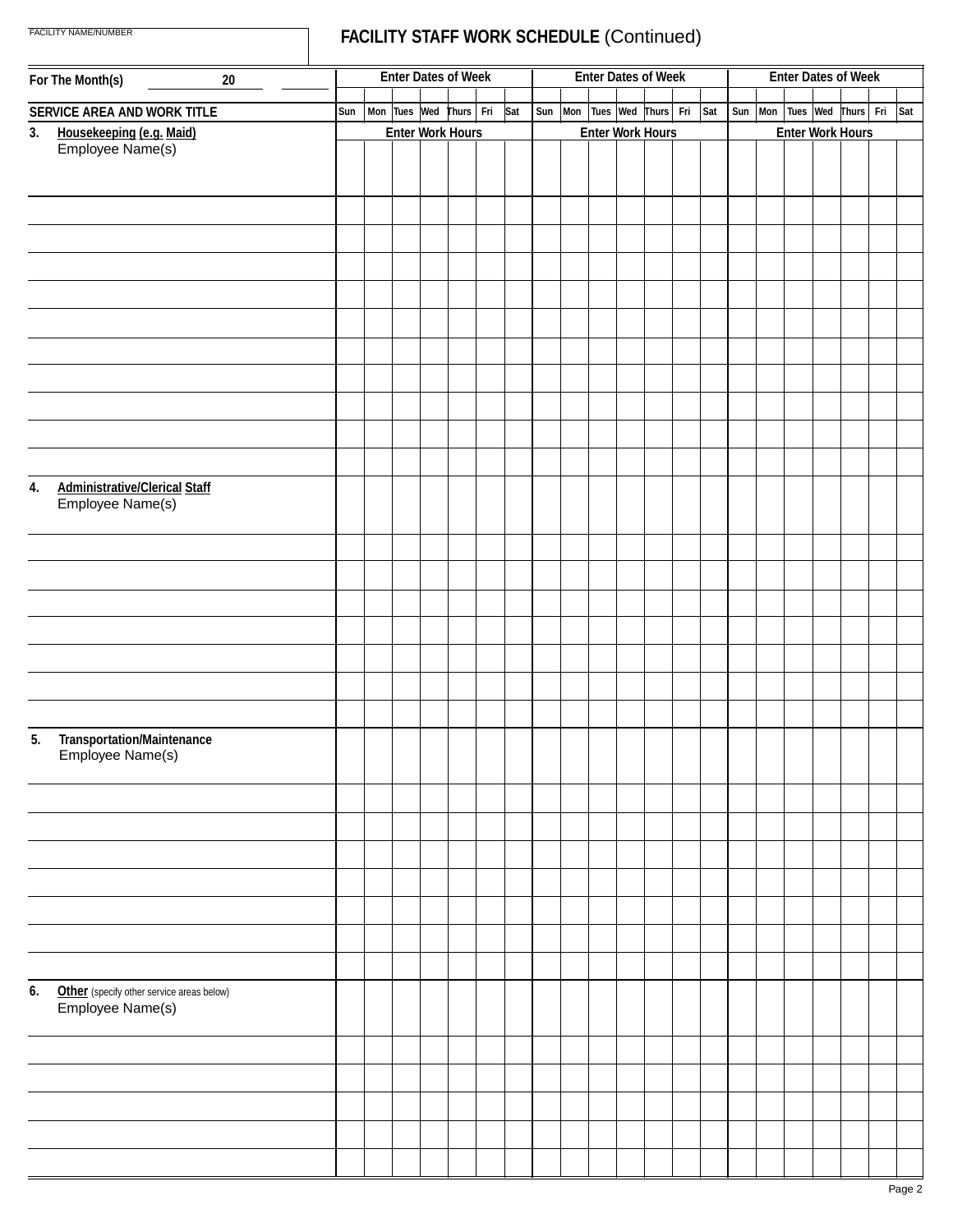FACILITY NAME/NUMBER

# FACILITY STAFF WORK SCHEDULE (Continued)

| For The Month(s) ________ 20 ____ | Enter Dates of Week | | | | | | | Enter Dates of Week | | | | | | | Enter Dates of Week | | | | | | |
|---|---|---|---|---|---|---|---|---|---|---|---|---|---|---|---|---|---|---|---|---|---|
| | | | | | | | | | | | | | | | | | | | | | |
| **SERVICE AREA AND WORK TITLE** | Sun | Mon | Tues | Wed | Thurs | Fri | Sat | Sun | Mon | Tues | Wed | Thurs | Fri | Sat | Sun | Mon | Tues | Wed | Thurs | Fri | Sat |
| **3. Housekeeping (e.g. Maid)** | Enter Work Hours | | | | | | | Enter Work Hours | | | | | | | Enter Work Hours | | | | | | |
| Employee Name(s) | | | | | | | | | | | | | | | | | | | | | |
| | | | | | | | | | | | | | | | | | | | | | |
| | | | | | | | | | | | | | | | | | | | | | |
| | | | | | | | | | | | | | | | | | | | | | |
| | | | | | | | | | | | | | | | | | | | | | |
| | | | | | | | | | | | | | | | | | | | | | |
| | | | | | | | | | | | | | | | | | | | | | |
| | | | | | | | | | | | | | | | | | | | | | |
| | | | | | | | | | | | | | | | | | | | | | |
| | | | | | | | | | | | | | | | | | | | | | |
| | | | | | | | | | | | | | | | | | | | | | |
| **4. Administrative/Clerical Staff** Employee Name(s) | | | | | | | | | | | | | | | | | | | | | |
| | | | | | | | | | | | | | | | | | | | | | |
| | | | | | | | | | | | | | | | | | | | | | |
| | | | | | | | | | | | | | | | | | | | | | |
| | | | | | | | | | | | | | | | | | | | | | |
| | | | | | | | | | | | | | | | | | | | | | |
| | | | | | | | | | | | | | | | | | | | | | |
| | | | | | | | | | | | | | | | | | | | | | |
| **5. Transportation/Maintenance** Employee Name(s) | | | | | | | | | | | | | | | | | | | | | |
| | | | | | | | | | | | | | | | | | | | | | |
| | | | | | | | | | | | | | | | | | | | | | |
| | | | | | | | | | | | | | | | | | | | | | |
| | | | | | | | | | | | | | | | | | | | | | |
| | | | | | | | | | | | | | | | | | | | | | |
| | | | | | | | | | | | | | | | | | | | | | |
| | | | | | | | | | | | | | | | | | | | | | |
| **6. Other** (specify other service areas below) Employee Name(s) | | | | | | | | | | | | | | | | | | | | | |
| | | | | | | | | | | | | | | | | | | | | | |
| | | | | | | | | | | | | | | | | | | | | | |
| | | | | | | | | | | | | | | | | | | | | | |
| | | | | | | | | | | | | | | | | | | | | | |
| | | | | | | | | | | | | | | | | | | | | | |